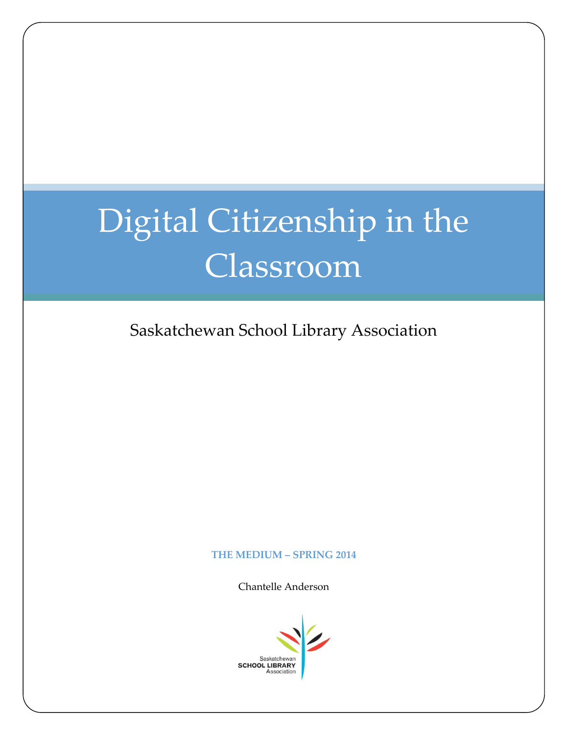# Digital Citizenship in the Classroom

Saskatchewan School Library Association

**THE MEDIUM – SPRING 2014**

Chantelle Anderson

Saskatchewan
**SCHOOL LIBRARY**
Association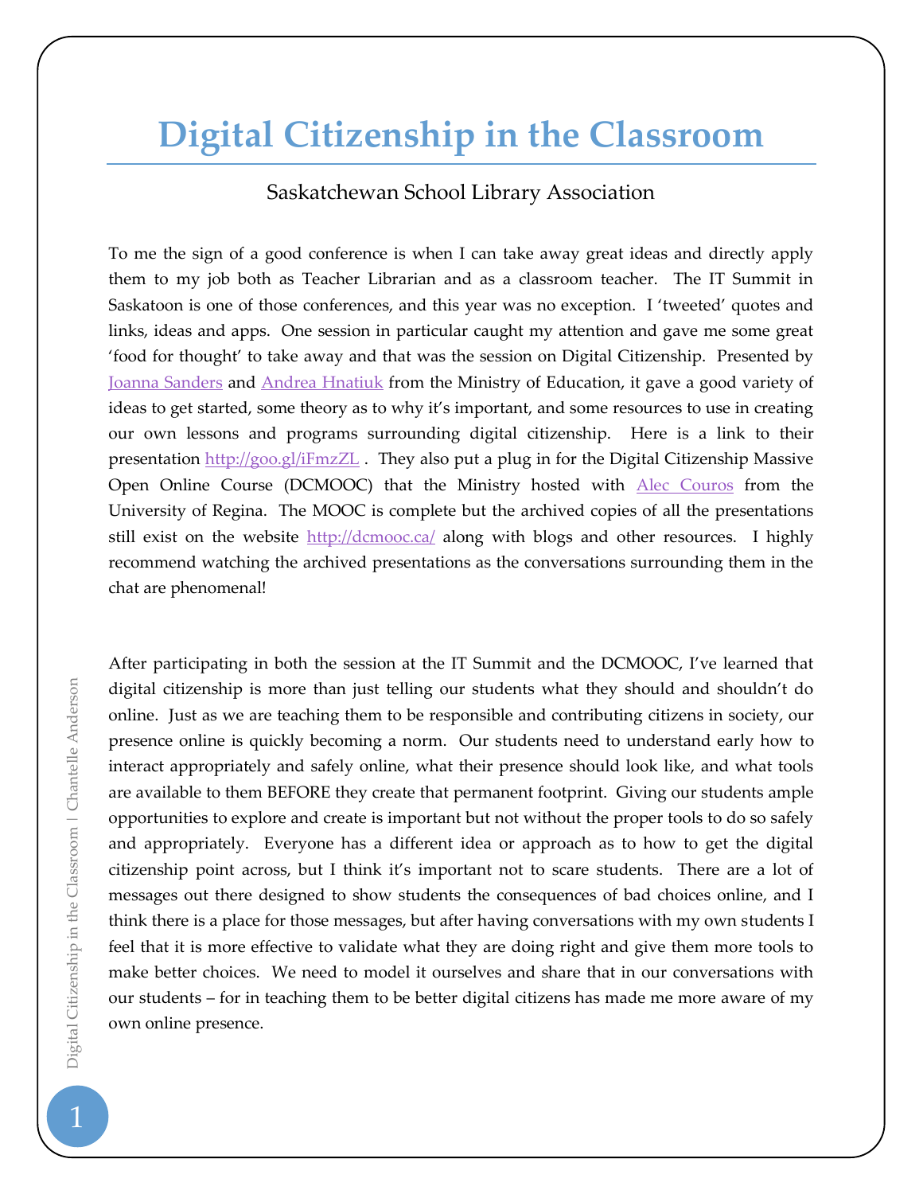# Digital Citizenship in the Classroom

Saskatchewan School Library Association

To me the sign of a good conference is when I can take away great ideas and directly apply them to my job both as Teacher Librarian and as a classroom teacher. The IT Summit in Saskatoon is one of those conferences, and this year was no exception. I 'tweeted' quotes and links, ideas and apps. One session in particular caught my attention and gave me some great 'food for thought' to take away and that was the session on Digital Citizenship. Presented by Joanna Sanders and Andrea Hnatiuk from the Ministry of Education, it gave a good variety of ideas to get started, some theory as to why it's important, and some resources to use in creating our own lessons and programs surrounding digital citizenship. Here is a link to their presentation http://goo.gl/iFmzZL . They also put a plug in for the Digital Citizenship Massive Open Online Course (DCMOOC) that the Ministry hosted with Alec Couros from the University of Regina. The MOOC is complete but the archived copies of all the presentations still exist on the website http://dcmooc.ca/ along with blogs and other resources. I highly recommend watching the archived presentations as the conversations surrounding them in the chat are phenomenal!

After participating in both the session at the IT Summit and the DCMOOC, I've learned that digital citizenship is more than just telling our students what they should and shouldn't do online. Just as we are teaching them to be responsible and contributing citizens in society, our presence online is quickly becoming a norm. Our students need to understand early how to interact appropriately and safely online, what their presence should look like, and what tools are available to them BEFORE they create that permanent footprint. Giving our students ample opportunities to explore and create is important but not without the proper tools to do so safely and appropriately. Everyone has a different idea or approach as to how to get the digital citizenship point across, but I think it's important not to scare students. There are a lot of messages out there designed to show students the consequences of bad choices online, and I think there is a place for those messages, but after having conversations with my own students I feel that it is more effective to validate what they are doing right and give them more tools to make better choices. We need to model it ourselves and share that in our conversations with our students – for in teaching them to be better digital citizens has made me more aware of my own online presence.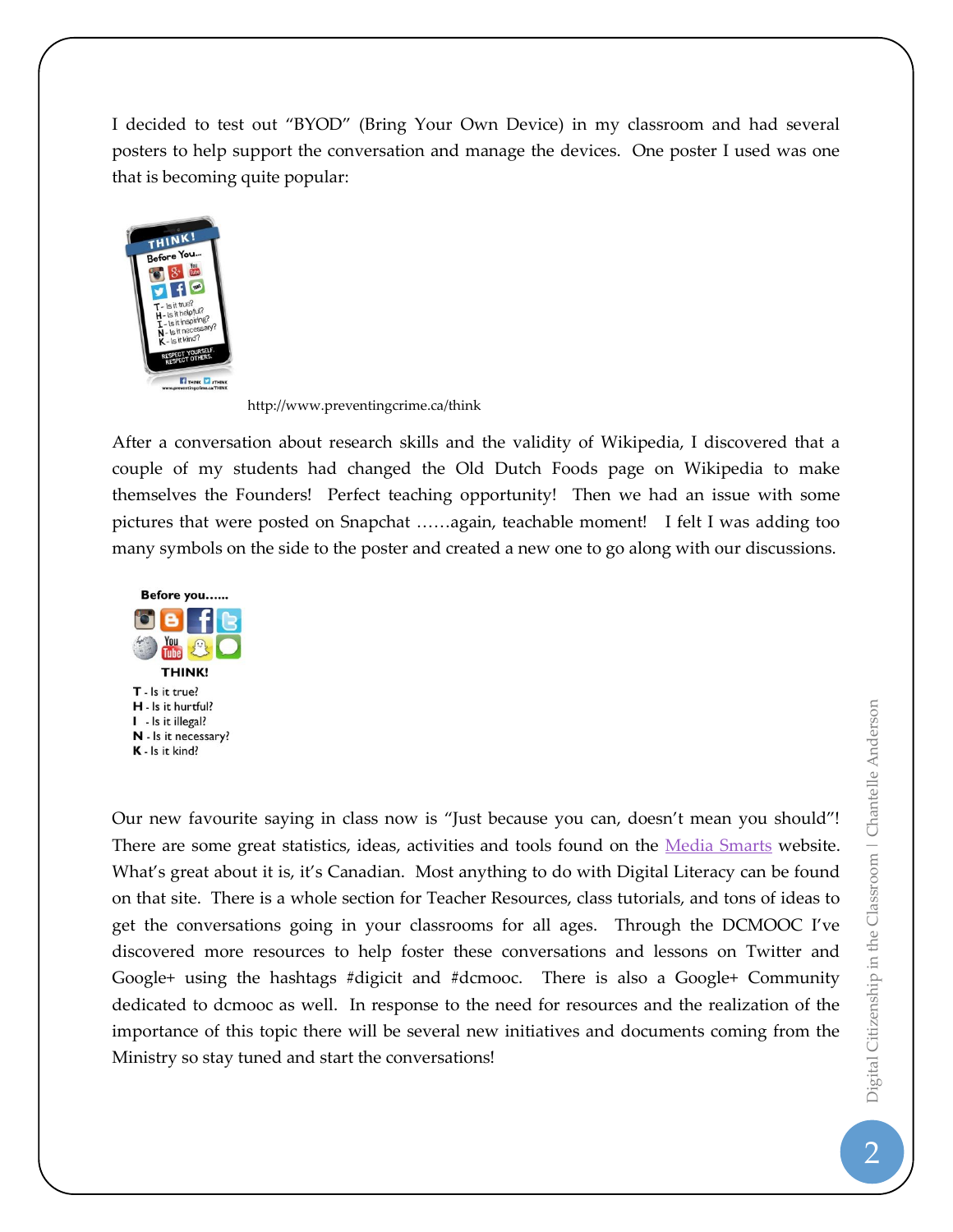I decided to test out "BYOD" (Bring Your Own Device) in my classroom and had several posters to help support the conversation and manage the devices. One poster I used was one that is becoming quite popular:

http://www.preventingcrime.ca/think

After a conversation about research skills and the validity of Wikipedia, I discovered that a couple of my students had changed the Old Dutch Foods page on Wikipedia to make themselves the Founders! Perfect teaching opportunity! Then we had an issue with some pictures that were posted on Snapchat ……again, teachable moment! I felt I was adding too many symbols on the side to the poster and created a new one to go along with our discussions.

**Before you……**

**THINK!**

**T** - Is it true?
**H** - Is it hurtful?
**I** - Is it illegal?
**N** - Is it necessary?
**K** - Is it kind?

Our new favourite saying in class now is "Just because you can, doesn't mean you should"! There are some great statistics, ideas, activities and tools found on the Media Smarts website. What's great about it is, it's Canadian. Most anything to do with Digital Literacy can be found on that site. There is a whole section for Teacher Resources, class tutorials, and tons of ideas to get the conversations going in your classrooms for all ages. Through the DCMOOC I've discovered more resources to help foster these conversations and lessons on Twitter and Google+ using the hashtags #digicit and #dcmooc. There is also a Google+ Community dedicated to dcmooc as well. In response to the need for resources and the realization of the importance of this topic there will be several new initiatives and documents coming from the Ministry so stay tuned and start the conversations!